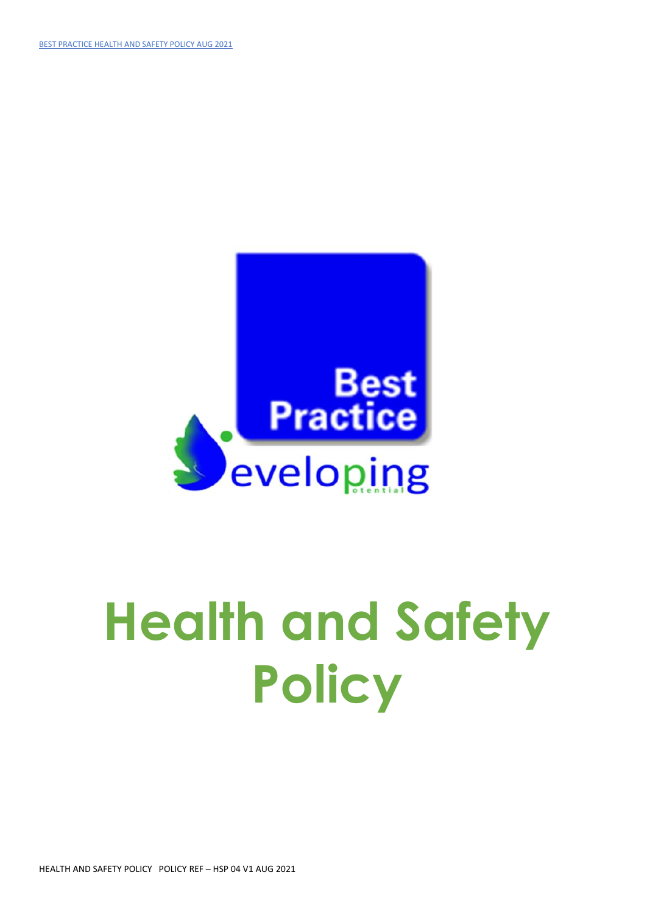# Health and Safety Policy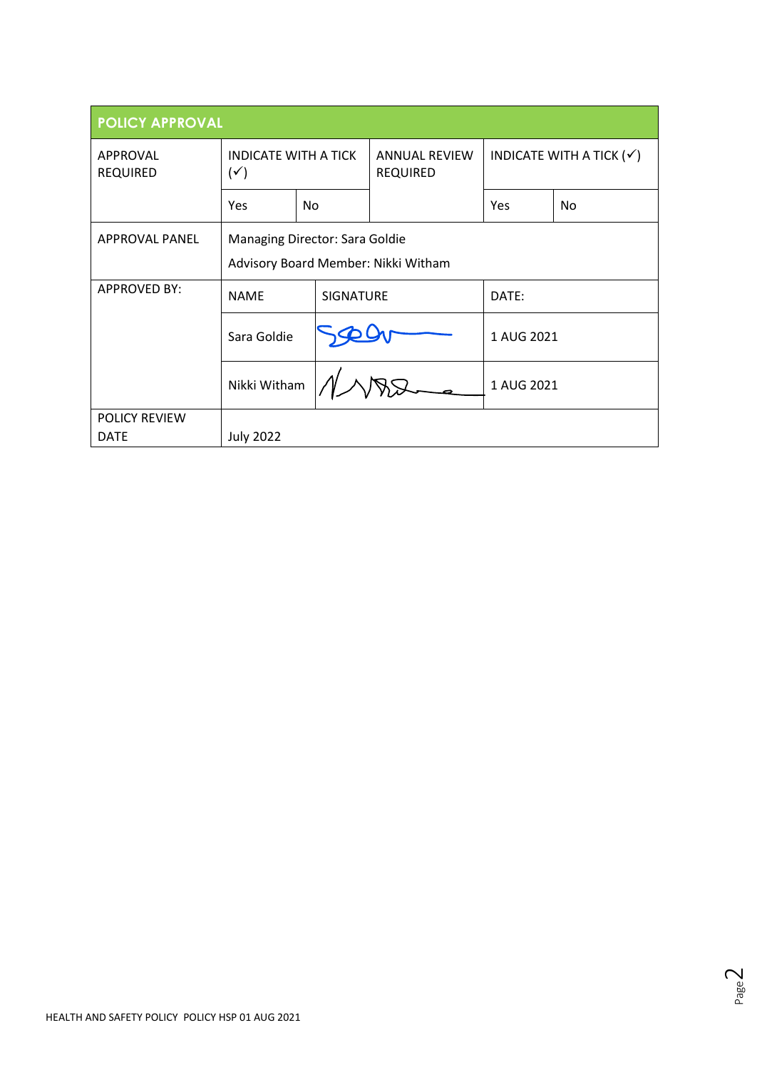| POLICY APPROVAL | | | | | |
|---|---|---|---|---|---|
| APPROVAL REQUIRED | INDICATE WITH A TICK (✓) | | ANNUAL REVIEW REQUIRED | INDICATE WITH A TICK (✓) | |
| | Yes | No | | Yes | No |
| APPROVAL PANEL | Managing Director: Sara Goldie<br>Advisory Board Member: Nikki Witham | | | | |
| APPROVED BY: | NAME | SIGNATURE | | DATE: | |
| | Sara Goldie | [signature] | | 1 AUG 2021 | |
| | Nikki Witham | [signature] | | 1 AUG 2021 | |
| POLICY REVIEW DATE | July 2022 | | | | |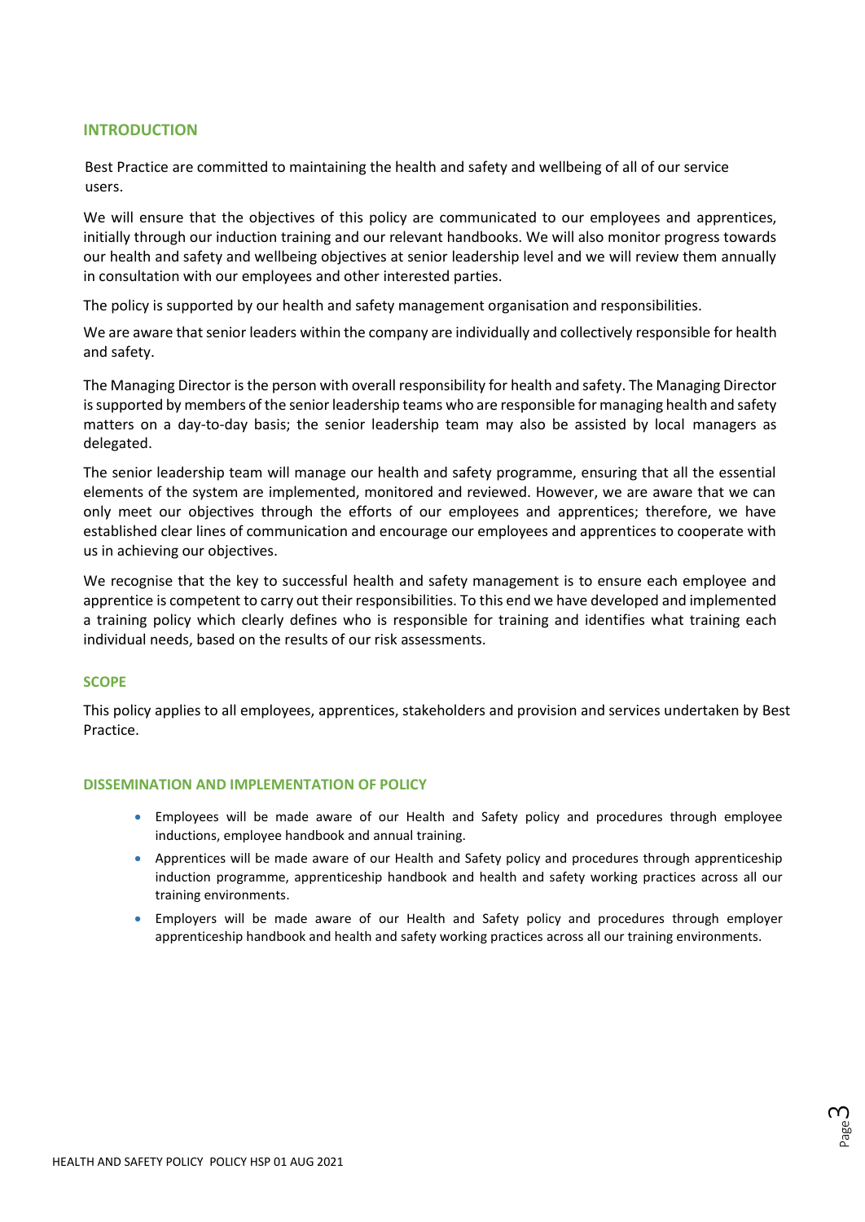## INTRODUCTION

Best Practice are committed to maintaining the health and safety and wellbeing of all of our service users.

We will ensure that the objectives of this policy are communicated to our employees and apprentices, initially through our induction training and our relevant handbooks. We will also monitor progress towards our health and safety and wellbeing objectives at senior leadership level and we will review them annually in consultation with our employees and other interested parties.

The policy is supported by our health and safety management organisation and responsibilities.

We are aware that senior leaders within the company are individually and collectively responsible for health and safety.

The Managing Director is the person with overall responsibility for health and safety. The Managing Director is supported by members of the senior leadership teams who are responsible for managing health and safety matters on a day-to-day basis; the senior leadership team may also be assisted by local managers as delegated.

The senior leadership team will manage our health and safety programme, ensuring that all the essential elements of the system are implemented, monitored and reviewed. However, we are aware that we can only meet our objectives through the efforts of our employees and apprentices; therefore, we have established clear lines of communication and encourage our employees and apprentices to cooperate with us in achieving our objectives.

We recognise that the key to successful health and safety management is to ensure each employee and apprentice is competent to carry out their responsibilities. To this end we have developed and implemented a training policy which clearly defines who is responsible for training and identifies what training each individual needs, based on the results of our risk assessments.

## SCOPE

This policy applies to all employees, apprentices, stakeholders and provision and services undertaken by Best Practice.

## DISSEMINATION AND IMPLEMENTATION OF POLICY

- Employees will be made aware of our Health and Safety policy and procedures through employee inductions, employee handbook and annual training.
- Apprentices will be made aware of our Health and Safety policy and procedures through apprenticeship induction programme, apprenticeship handbook and health and safety working practices across all our training environments.
- Employers will be made aware of our Health and Safety policy and procedures through employer apprenticeship handbook and health and safety working practices across all our training environments.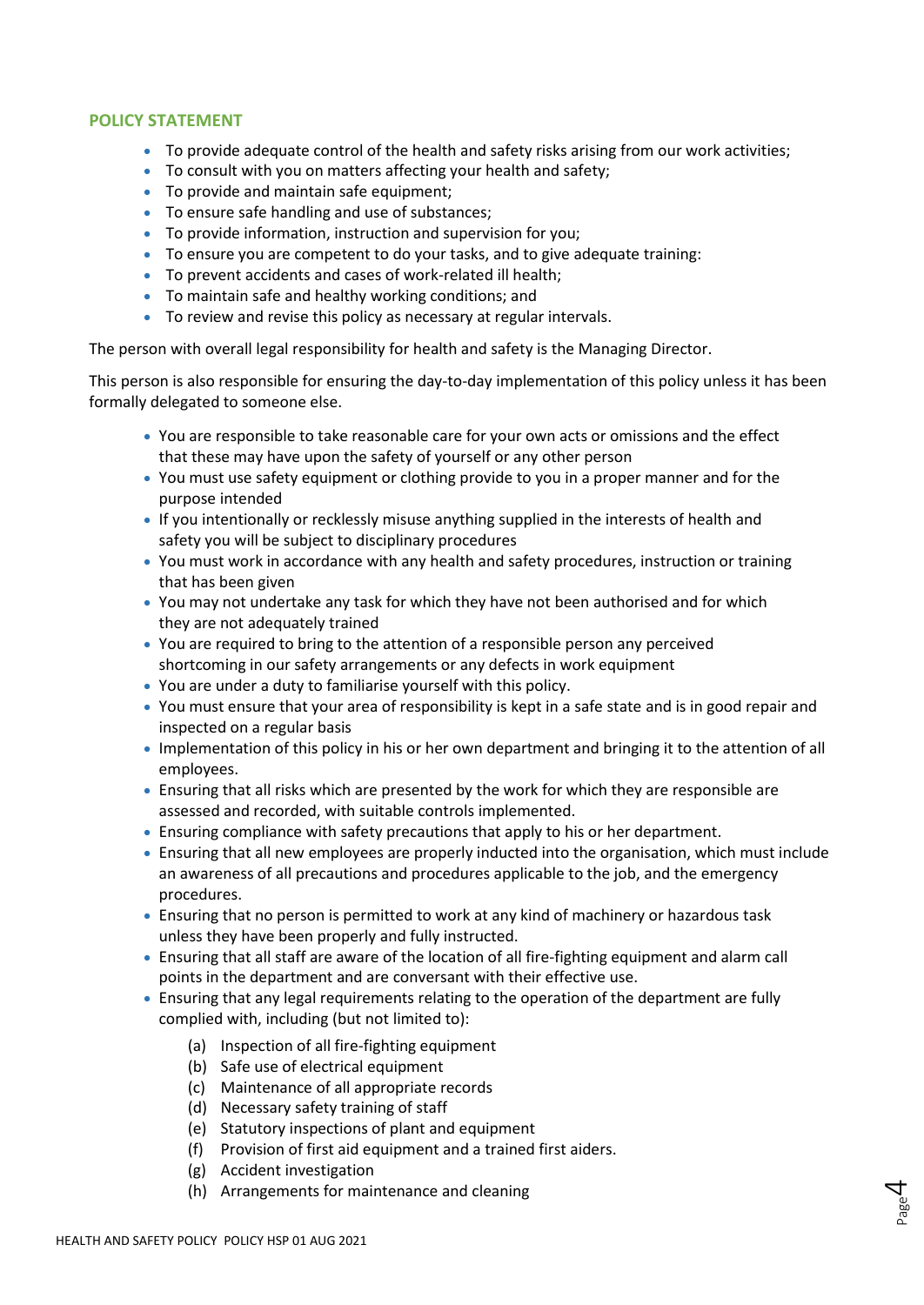## POLICY STATEMENT

- To provide adequate control of the health and safety risks arising from our work activities;
- To consult with you on matters affecting your health and safety;
- To provide and maintain safe equipment;
- To ensure safe handling and use of substances;
- To provide information, instruction and supervision for you;
- To ensure you are competent to do your tasks, and to give adequate training:
- To prevent accidents and cases of work-related ill health;
- To maintain safe and healthy working conditions; and
- To review and revise this policy as necessary at regular intervals.

The person with overall legal responsibility for health and safety is the Managing Director.

This person is also responsible for ensuring the day-to-day implementation of this policy unless it has been formally delegated to someone else.

- You are responsible to take reasonable care for your own acts or omissions and the effect that these may have upon the safety of yourself or any other person
- You must use safety equipment or clothing provide to you in a proper manner and for the purpose intended
- If you intentionally or recklessly misuse anything supplied in the interests of health and safety you will be subject to disciplinary procedures
- You must work in accordance with any health and safety procedures, instruction or training that has been given
- You may not undertake any task for which they have not been authorised and for which they are not adequately trained
- You are required to bring to the attention of a responsible person any perceived shortcoming in our safety arrangements or any defects in work equipment
- You are under a duty to familiarise yourself with this policy.
- You must ensure that your area of responsibility is kept in a safe state and is in good repair and inspected on a regular basis
- Implementation of this policy in his or her own department and bringing it to the attention of all employees.
- Ensuring that all risks which are presented by the work for which they are responsible are assessed and recorded, with suitable controls implemented.
- Ensuring compliance with safety precautions that apply to his or her department.
- Ensuring that all new employees are properly inducted into the organisation, which must include an awareness of all precautions and procedures applicable to the job, and the emergency procedures.
- Ensuring that no person is permitted to work at any kind of machinery or hazardous task unless they have been properly and fully instructed.
- Ensuring that all staff are aware of the location of all fire-fighting equipment and alarm call points in the department and are conversant with their effective use.
- Ensuring that any legal requirements relating to the operation of the department are fully complied with, including (but not limited to):
  - (a) Inspection of all fire-fighting equipment
  - (b) Safe use of electrical equipment
  - (c) Maintenance of all appropriate records
  - (d) Necessary safety training of staff
  - (e) Statutory inspections of plant and equipment
  - (f) Provision of first aid equipment and a trained first aiders.
  - (g) Accident investigation
  - (h) Arrangements for maintenance and cleaning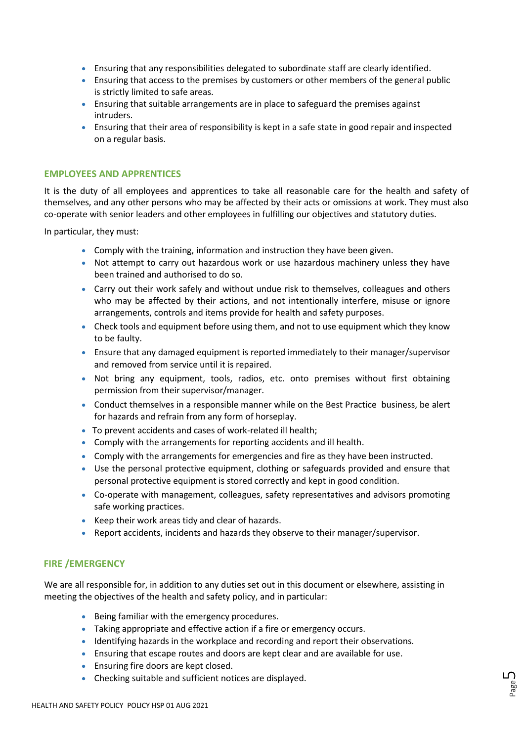- Ensuring that any responsibilities delegated to subordinate staff are clearly identified.
- Ensuring that access to the premises by customers or other members of the general public is strictly limited to safe areas.
- Ensuring that suitable arrangements are in place to safeguard the premises against intruders.
- Ensuring that their area of responsibility is kept in a safe state in good repair and inspected on a regular basis.

## EMPLOYEES AND APPRENTICES

It is the duty of all employees and apprentices to take all reasonable care for the health and safety of themselves, and any other persons who may be affected by their acts or omissions at work. They must also co-operate with senior leaders and other employees in fulfilling our objectives and statutory duties.

In particular, they must:

- Comply with the training, information and instruction they have been given.
- Not attempt to carry out hazardous work or use hazardous machinery unless they have been trained and authorised to do so.
- Carry out their work safely and without undue risk to themselves, colleagues and others who may be affected by their actions, and not intentionally interfere, misuse or ignore arrangements, controls and items provide for health and safety purposes.
- Check tools and equipment before using them, and not to use equipment which they know to be faulty.
- Ensure that any damaged equipment is reported immediately to their manager/supervisor and removed from service until it is repaired.
- Not bring any equipment, tools, radios, etc. onto premises without first obtaining permission from their supervisor/manager.
- Conduct themselves in a responsible manner while on the Best Practice business, be alert for hazards and refrain from any form of horseplay.
- To prevent accidents and cases of work-related ill health;
- Comply with the arrangements for reporting accidents and ill health.
- Comply with the arrangements for emergencies and fire as they have been instructed.
- Use the personal protective equipment, clothing or safeguards provided and ensure that personal protective equipment is stored correctly and kept in good condition.
- Co-operate with management, colleagues, safety representatives and advisors promoting safe working practices.
- Keep their work areas tidy and clear of hazards.
- Report accidents, incidents and hazards they observe to their manager/supervisor.

## FIRE /EMERGENCY

We are all responsible for, in addition to any duties set out in this document or elsewhere, assisting in meeting the objectives of the health and safety policy, and in particular:

- Being familiar with the emergency procedures.
- Taking appropriate and effective action if a fire or emergency occurs.
- Identifying hazards in the workplace and recording and report their observations.
- Ensuring that escape routes and doors are kept clear and are available for use.
- Ensuring fire doors are kept closed.
- Checking suitable and sufficient notices are displayed.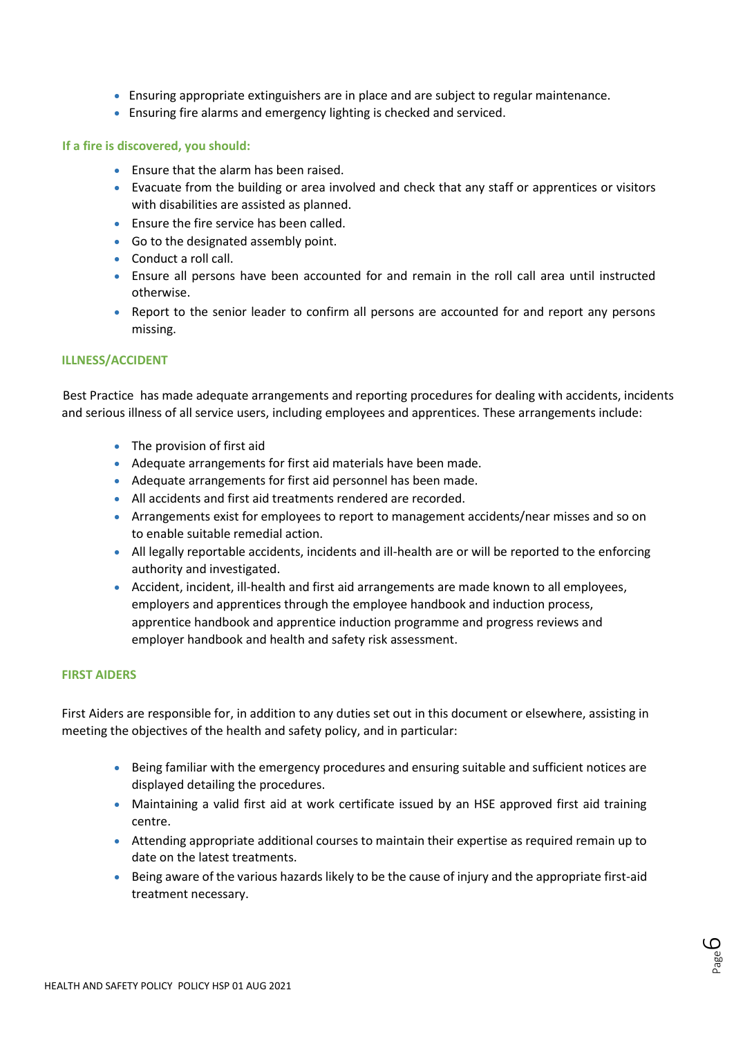- Ensuring appropriate extinguishers are in place and are subject to regular maintenance.
- Ensuring fire alarms and emergency lighting is checked and serviced.

**If a fire is discovered, you should:**

- Ensure that the alarm has been raised.
- Evacuate from the building or area involved and check that any staff or apprentices or visitors with disabilities are assisted as planned.
- Ensure the fire service has been called.
- Go to the designated assembly point.
- Conduct a roll call.
- Ensure all persons have been accounted for and remain in the roll call area until instructed otherwise.
- Report to the senior leader to confirm all persons are accounted for and report any persons missing.

## ILLNESS/ACCIDENT

Best Practice has made adequate arrangements and reporting procedures for dealing with accidents, incidents and serious illness of all service users, including employees and apprentices. These arrangements include:

- The provision of first aid
- Adequate arrangements for first aid materials have been made.
- Adequate arrangements for first aid personnel has been made.
- All accidents and first aid treatments rendered are recorded.
- Arrangements exist for employees to report to management accidents/near misses and so on to enable suitable remedial action.
- All legally reportable accidents, incidents and ill-health are or will be reported to the enforcing authority and investigated.
- Accident, incident, ill-health and first aid arrangements are made known to all employees, employers and apprentices through the employee handbook and induction process, apprentice handbook and apprentice induction programme and progress reviews and employer handbook and health and safety risk assessment.

## FIRST AIDERS

First Aiders are responsible for, in addition to any duties set out in this document or elsewhere, assisting in meeting the objectives of the health and safety policy, and in particular:

- Being familiar with the emergency procedures and ensuring suitable and sufficient notices are displayed detailing the procedures.
- Maintaining a valid first aid at work certificate issued by an HSE approved first aid training centre.
- Attending appropriate additional courses to maintain their expertise as required remain up to date on the latest treatments.
- Being aware of the various hazards likely to be the cause of injury and the appropriate first-aid treatment necessary.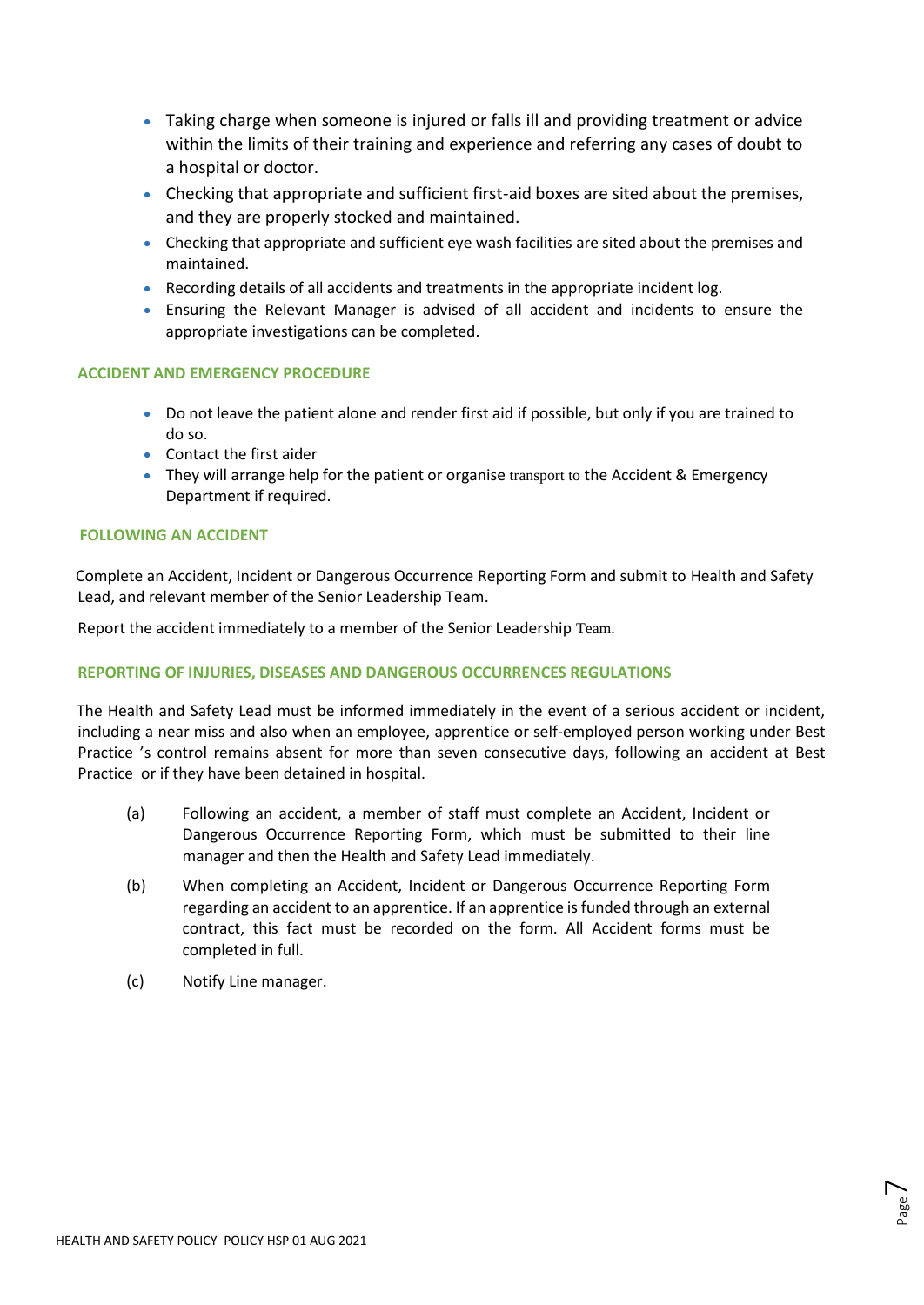- Taking charge when someone is injured or falls ill and providing treatment or advice within the limits of their training and experience and referring any cases of doubt to a hospital or doctor.
- Checking that appropriate and sufficient first-aid boxes are sited about the premises, and they are properly stocked and maintained.
- Checking that appropriate and sufficient eye wash facilities are sited about the premises and maintained.
- Recording details of all accidents and treatments in the appropriate incident log.
- Ensuring the Relevant Manager is advised of all accident and incidents to ensure the appropriate investigations can be completed.

## ACCIDENT AND EMERGENCY PROCEDURE

- Do not leave the patient alone and render first aid if possible, but only if you are trained to do so.
- Contact the first aider
- They will arrange help for the patient or organise transport to the Accident & Emergency Department if required.

## FOLLOWING AN ACCIDENT

Complete an Accident, Incident or Dangerous Occurrence Reporting Form and submit to Health and Safety Lead, and relevant member of the Senior Leadership Team.

Report the accident immediately to a member of the Senior Leadership Team.

## REPORTING OF INJURIES, DISEASES AND DANGEROUS OCCURRENCES REGULATIONS

The Health and Safety Lead must be informed immediately in the event of a serious accident or incident, including a near miss and also when an employee, apprentice or self-employed person working under Best Practice 's control remains absent for more than seven consecutive days, following an accident at Best Practice or if they have been detained in hospital.

(a) Following an accident, a member of staff must complete an Accident, Incident or Dangerous Occurrence Reporting Form, which must be submitted to their line manager and then the Health and Safety Lead immediately.

(b) When completing an Accident, Incident or Dangerous Occurrence Reporting Form regarding an accident to an apprentice. If an apprentice is funded through an external contract, this fact must be recorded on the form. All Accident forms must be completed in full.

(c) Notify Line manager.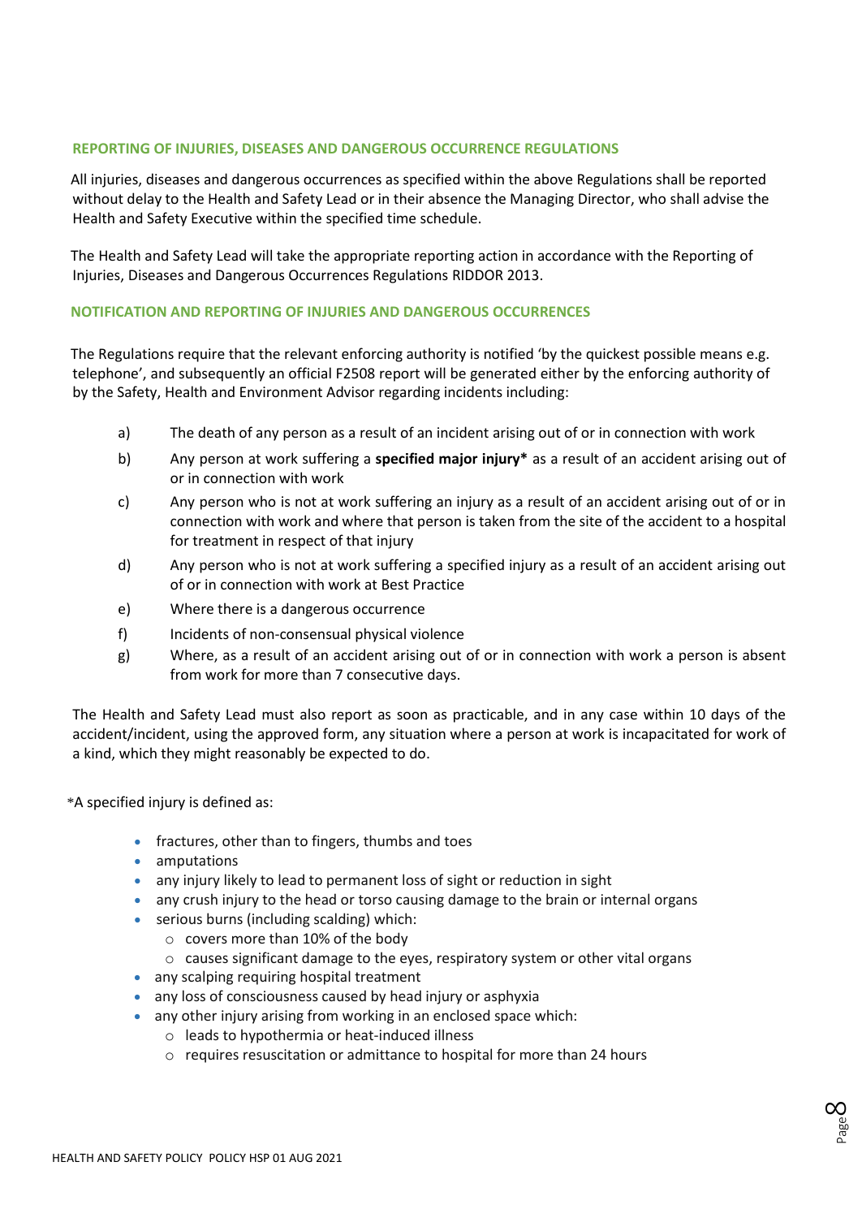## REPORTING OF INJURIES, DISEASES AND DANGEROUS OCCURRENCE REGULATIONS

All injuries, diseases and dangerous occurrences as specified within the above Regulations shall be reported without delay to the Health and Safety Lead or in their absence the Managing Director, who shall advise the Health and Safety Executive within the specified time schedule.

The Health and Safety Lead will take the appropriate reporting action in accordance with the Reporting of Injuries, Diseases and Dangerous Occurrences Regulations RIDDOR 2013.

## NOTIFICATION AND REPORTING OF INJURIES AND DANGEROUS OCCURRENCES

The Regulations require that the relevant enforcing authority is notified 'by the quickest possible means e.g. telephone', and subsequently an official F2508 report will be generated either by the enforcing authority of by the Safety, Health and Environment Advisor regarding incidents including:

a) The death of any person as a result of an incident arising out of or in connection with work

b) Any person at work suffering a **specified major injury*** as a result of an accident arising out of or in connection with work

c) Any person who is not at work suffering an injury as a result of an accident arising out of or in connection with work and where that person is taken from the site of the accident to a hospital for treatment in respect of that injury

d) Any person who is not at work suffering a specified injury as a result of an accident arising out of or in connection with work at Best Practice

e) Where there is a dangerous occurrence

f) Incidents of non-consensual physical violence

g) Where, as a result of an accident arising out of or in connection with work a person is absent from work for more than 7 consecutive days.

The Health and Safety Lead must also report as soon as practicable, and in any case within 10 days of the accident/incident, using the approved form, any situation where a person at work is incapacitated for work of a kind, which they might reasonably be expected to do.

*A specified injury is defined as:

- fractures, other than to fingers, thumbs and toes
- amputations
- any injury likely to lead to permanent loss of sight or reduction in sight
- any crush injury to the head or torso causing damage to the brain or internal organs
- serious burns (including scalding) which:
  - covers more than 10% of the body
  - causes significant damage to the eyes, respiratory system or other vital organs
- any scalping requiring hospital treatment
- any loss of consciousness caused by head injury or asphyxia
- any other injury arising from working in an enclosed space which:
  - leads to hypothermia or heat-induced illness
  - requires resuscitation or admittance to hospital for more than 24 hours